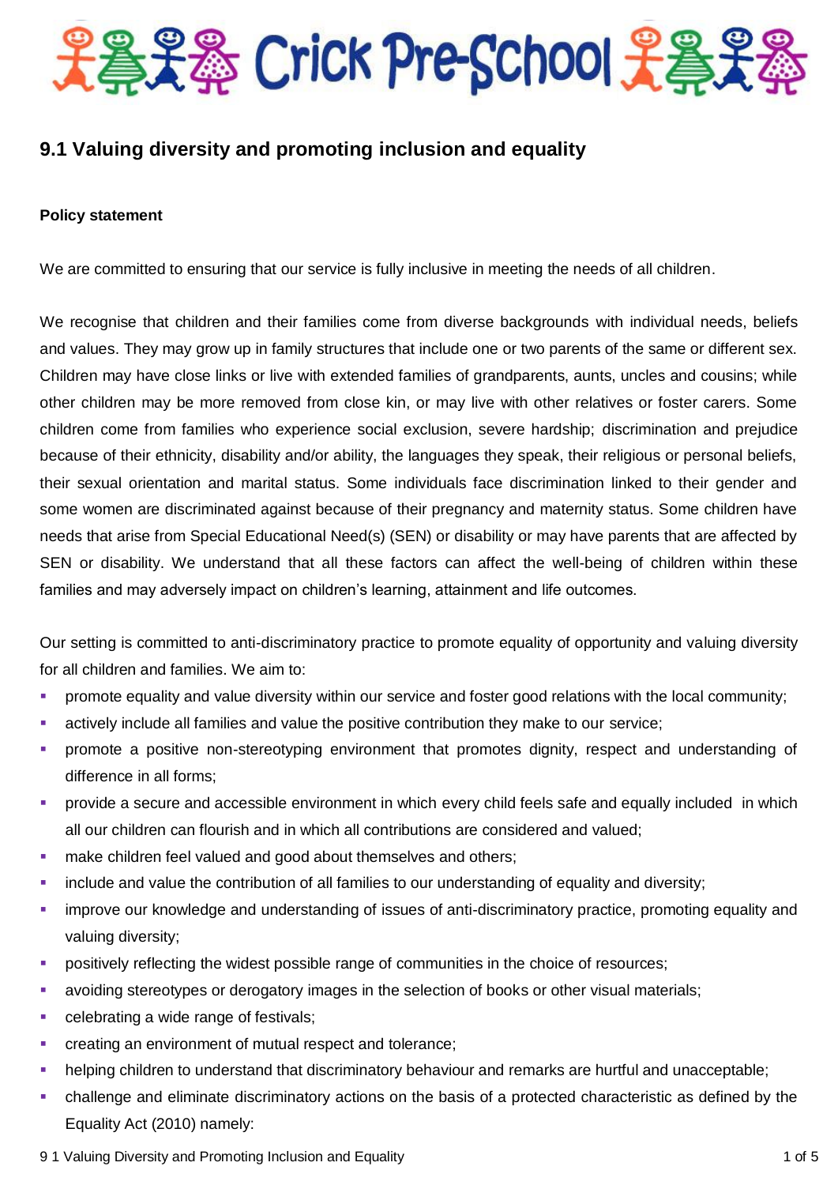# Crick Pre-School

## 9.1 Valuing diversity and promoting inclusion and equality

**Policy statement**

We are committed to ensuring that our service is fully inclusive in meeting the needs of all children.

We recognise that children and their families come from diverse backgrounds with individual needs, beliefs and values. They may grow up in family structures that include one or two parents of the same or different sex. Children may have close links or live with extended families of grandparents, aunts, uncles and cousins; while other children may be more removed from close kin, or may live with other relatives or foster carers. Some children come from families who experience social exclusion, severe hardship; discrimination and prejudice because of their ethnicity, disability and/or ability, the languages they speak, their religious or personal beliefs, their sexual orientation and marital status. Some individuals face discrimination linked to their gender and some women are discriminated against because of their pregnancy and maternity status. Some children have needs that arise from Special Educational Need(s) (SEN) or disability or may have parents that are affected by SEN or disability. We understand that all these factors can affect the well-being of children within these families and may adversely impact on children's learning, attainment and life outcomes.

Our setting is committed to anti-discriminatory practice to promote equality of opportunity and valuing diversity for all children and families. We aim to:

- promote equality and value diversity within our service and foster good relations with the local community;
- actively include all families and value the positive contribution they make to our service;
- promote a positive non-stereotyping environment that promotes dignity, respect and understanding of difference in all forms;
- provide a secure and accessible environment in which every child feels safe and equally included in which all our children can flourish and in which all contributions are considered and valued;
- make children feel valued and good about themselves and others;
- include and value the contribution of all families to our understanding of equality and diversity;
- improve our knowledge and understanding of issues of anti-discriminatory practice, promoting equality and valuing diversity;
- positively reflecting the widest possible range of communities in the choice of resources;
- avoiding stereotypes or derogatory images in the selection of books or other visual materials;
- celebrating a wide range of festivals;
- creating an environment of mutual respect and tolerance;
- helping children to understand that discriminatory behaviour and remarks are hurtful and unacceptable;
- challenge and eliminate discriminatory actions on the basis of a protected characteristic as defined by the Equality Act (2010) namely: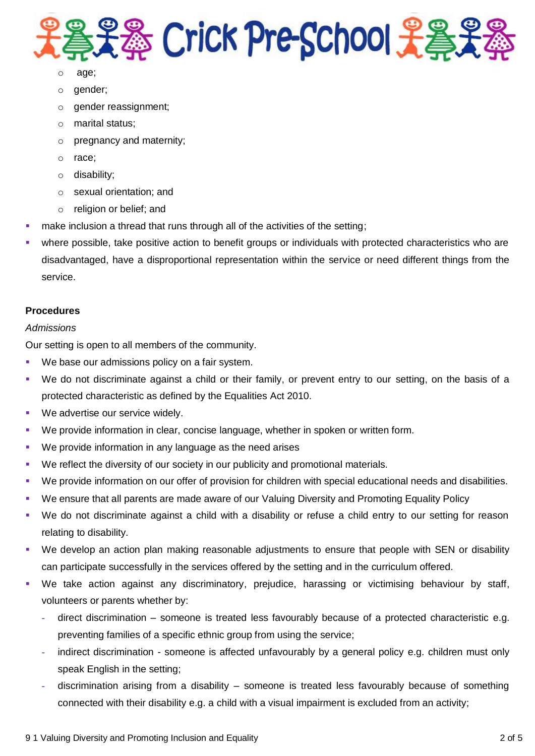- age;
  - gender;
  - gender reassignment;
  - marital status;
  - pregnancy and maternity;
  - race;
  - disability;
  - sexual orientation; and
  - religion or belief; and
- make inclusion a thread that runs through all of the activities of the setting;
- where possible, take positive action to benefit groups or individuals with protected characteristics who are disadvantaged, have a disproportional representation within the service or need different things from the service.

**Procedures**

*Admissions*

Our setting is open to all members of the community.

- We base our admissions policy on a fair system.
- We do not discriminate against a child or their family, or prevent entry to our setting, on the basis of a protected characteristic as defined by the Equalities Act 2010.
- We advertise our service widely.
- We provide information in clear, concise language, whether in spoken or written form.
- We provide information in any language as the need arises
- We reflect the diversity of our society in our publicity and promotional materials.
- We provide information on our offer of provision for children with special educational needs and disabilities.
- We ensure that all parents are made aware of our Valuing Diversity and Promoting Equality Policy
- We do not discriminate against a child with a disability or refuse a child entry to our setting for reason relating to disability.
- We develop an action plan making reasonable adjustments to ensure that people with SEN or disability can participate successfully in the services offered by the setting and in the curriculum offered.
- We take action against any discriminatory, prejudice, harassing or victimising behaviour by staff, volunteers or parents whether by:
  - direct discrimination – someone is treated less favourably because of a protected characteristic e.g. preventing families of a specific ethnic group from using the service;
  - indirect discrimination - someone is affected unfavourably by a general policy e.g. children must only speak English in the setting;
  - discrimination arising from a disability – someone is treated less favourably because of something connected with their disability e.g. a child with a visual impairment is excluded from an activity;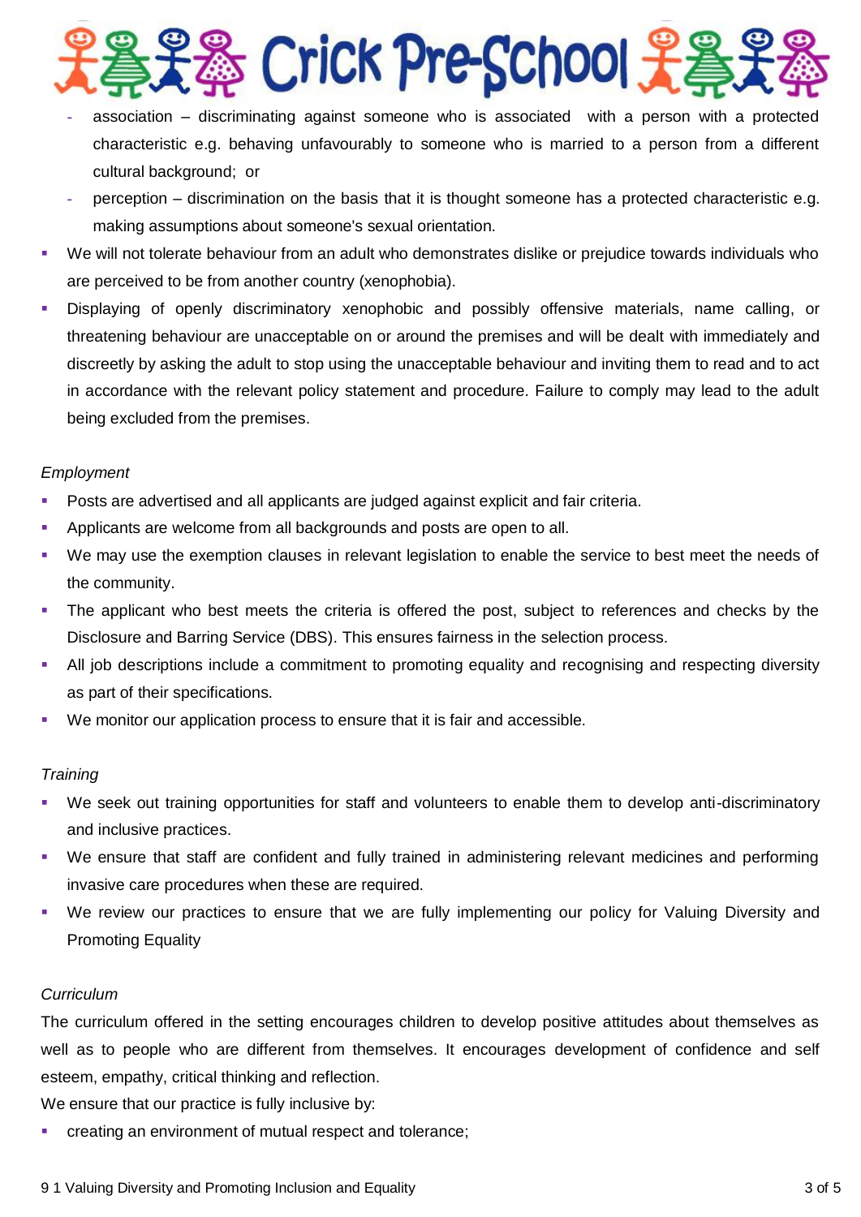- association – discriminating against someone who is associated with a person with a protected characteristic e.g. behaving unfavourably to someone who is married to a person from a different cultural background; or
  - perception – discrimination on the basis that it is thought someone has a protected characteristic e.g. making assumptions about someone's sexual orientation.
- We will not tolerate behaviour from an adult who demonstrates dislike or prejudice towards individuals who are perceived to be from another country (xenophobia).
- Displaying of openly discriminatory xenophobic and possibly offensive materials, name calling, or threatening behaviour are unacceptable on or around the premises and will be dealt with immediately and discreetly by asking the adult to stop using the unacceptable behaviour and inviting them to read and to act in accordance with the relevant policy statement and procedure. Failure to comply may lead to the adult being excluded from the premises.

*Employment*

- Posts are advertised and all applicants are judged against explicit and fair criteria.
- Applicants are welcome from all backgrounds and posts are open to all.
- We may use the exemption clauses in relevant legislation to enable the service to best meet the needs of the community.
- The applicant who best meets the criteria is offered the post, subject to references and checks by the Disclosure and Barring Service (DBS). This ensures fairness in the selection process.
- All job descriptions include a commitment to promoting equality and recognising and respecting diversity as part of their specifications.
- We monitor our application process to ensure that it is fair and accessible.

*Training*

- We seek out training opportunities for staff and volunteers to enable them to develop anti-discriminatory and inclusive practices.
- We ensure that staff are confident and fully trained in administering relevant medicines and performing invasive care procedures when these are required.
- We review our practices to ensure that we are fully implementing our policy for Valuing Diversity and Promoting Equality

*Curriculum*

The curriculum offered in the setting encourages children to develop positive attitudes about themselves as well as to people who are different from themselves. It encourages development of confidence and self esteem, empathy, critical thinking and reflection.

We ensure that our practice is fully inclusive by:

- creating an environment of mutual respect and tolerance;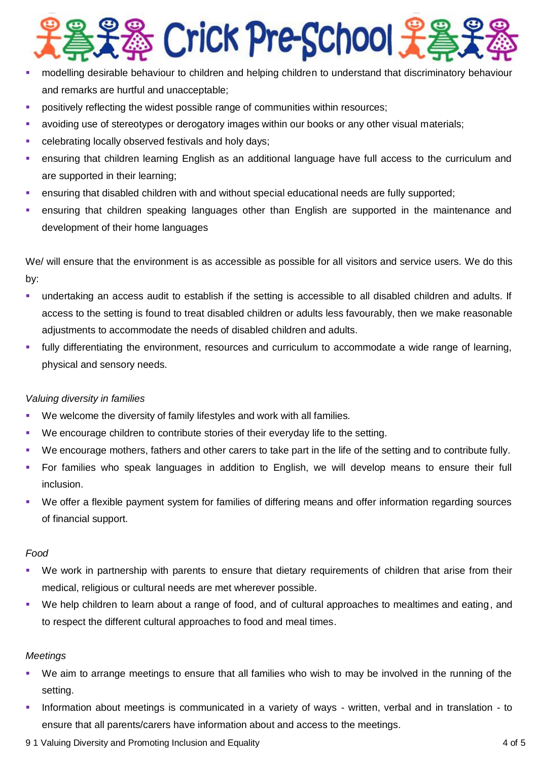- modelling desirable behaviour to children and helping children to understand that discriminatory behaviour and remarks are hurtful and unacceptable;
- positively reflecting the widest possible range of communities within resources;
- avoiding use of stereotypes or derogatory images within our books or any other visual materials;
- celebrating locally observed festivals and holy days;
- ensuring that children learning English as an additional language have full access to the curriculum and are supported in their learning;
- ensuring that disabled children with and without special educational needs are fully supported;
- ensuring that children speaking languages other than English are supported in the maintenance and development of their home languages

We/ will ensure that the environment is as accessible as possible for all visitors and service users. We do this by:

- undertaking an access audit to establish if the setting is accessible to all disabled children and adults. If access to the setting is found to treat disabled children or adults less favourably, then we make reasonable adjustments to accommodate the needs of disabled children and adults.
- fully differentiating the environment, resources and curriculum to accommodate a wide range of learning, physical and sensory needs.

*Valuing diversity in families*

- We welcome the diversity of family lifestyles and work with all families.
- We encourage children to contribute stories of their everyday life to the setting.
- We encourage mothers, fathers and other carers to take part in the life of the setting and to contribute fully.
- For families who speak languages in addition to English, we will develop means to ensure their full inclusion.
- We offer a flexible payment system for families of differing means and offer information regarding sources of financial support.

*Food*

- We work in partnership with parents to ensure that dietary requirements of children that arise from their medical, religious or cultural needs are met wherever possible.
- We help children to learn about a range of food, and of cultural approaches to mealtimes and eating, and to respect the different cultural approaches to food and meal times.

*Meetings*

- We aim to arrange meetings to ensure that all families who wish to may be involved in the running of the setting.
- Information about meetings is communicated in a variety of ways - written, verbal and in translation - to ensure that all parents/carers have information about and access to the meetings.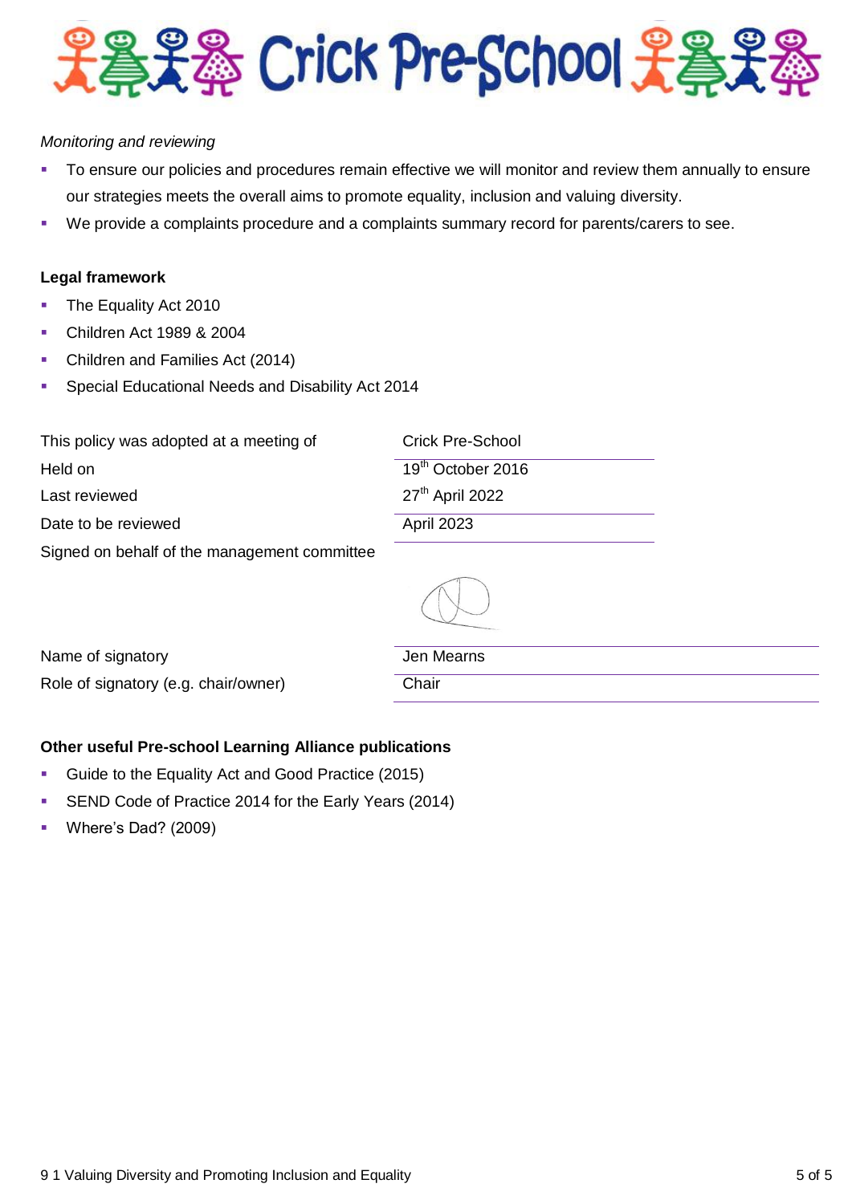*Monitoring and reviewing*

- To ensure our policies and procedures remain effective we will monitor and review them annually to ensure our strategies meets the overall aims to promote equality, inclusion and valuing diversity.
- We provide a complaints procedure and a complaints summary record for parents/carers to see.

**Legal framework**

- The Equality Act 2010
- Children Act 1989 & 2004
- Children and Families Act (2014)
- Special Educational Needs and Disability Act 2014

| | |
|---|---|
| This policy was adopted at a meeting of | Crick Pre-School |
| Held on | 19th October 2016 |
| Last reviewed | 27th April 2022 |
| Date to be reviewed | April 2023 |
| Signed on behalf of the management committee | |
| Name of signatory | Jen Mearns |
| Role of signatory (e.g. chair/owner) | Chair |

**Other useful Pre-school Learning Alliance publications**

- Guide to the Equality Act and Good Practice (2015)
- SEND Code of Practice 2014 for the Early Years (2014)
- Where's Dad? (2009)